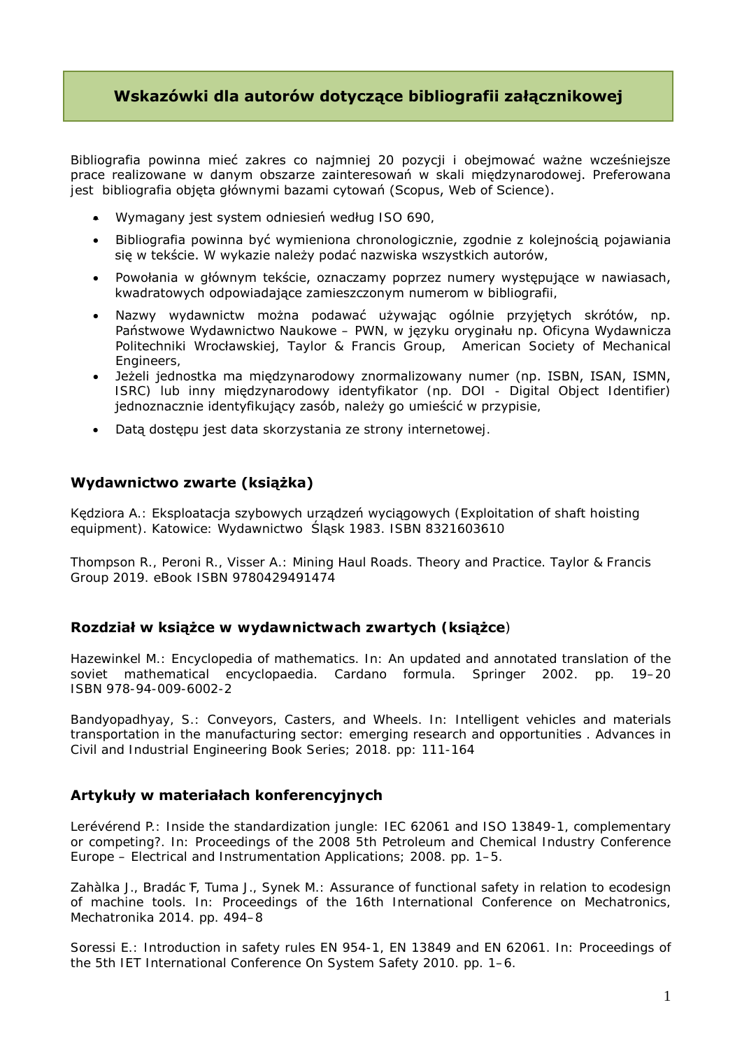# Wskazówki dla autorów dotyczące bibliografii załącznikowej

Bibliografia powinna mieć zakres co najmniej 20 pozycji i obejmować ważne wcześniejsze prace realizowane w danym obszarze zainteresowań w skali międzynarodowej. Preferowana jest bibliografia objęta głównymi bazami cytowań (Scopus, Web of Science).

- Wymagany jest system odniesień według ISO 690,
- Bibliografia powinna być wymieniona chronologicznie, zgodnie z kolejnością pojawiania się w tekście. W wykazie należy podać nazwiska wszystkich autorów,
- Powołania w głównym tekście, oznaczamy poprzez numery występujące w nawiasach, kwadratowych odpowiadające zamieszczonym numerom w bibliografii,
- Nazwy wydawnictw można podawać używając ogólnie przyjętych skrótów, np. Państwowe Wydawnictwo Naukowe – PWN, w języku oryginału np. Oficyna Wydawnicza Politechniki Wrocławskiej, Taylor & Francis Group, American Society of Mechanical Engineers,
- Jeżeli jednostka ma międzynarodowy znormalizowany numer (np. ISBN, ISAN, ISMN, ISRC) lub inny międzynarodowy identyfikator (np. DOI - Digital Object Identifier) jednoznacznie identyfikujący zasób, należy go umieścić w przypisie,
- Datą dostępu jest data skorzystania ze strony internetowej.

## Wydawnictwo zwarte (książka)

Kędziora A.: Eksploatacja szybowych urządzeń wyciągowych (Exploitation of shaft hoisting equipment). Katowice: Wydawnictwo Śląsk 1983. ISBN 8321603610

Thompson R., Peroni R., Visser A.: Mining Haul Roads. Theory and Practice. Taylor & Francis Group 2019. eBook ISBN 9780429491474

## Rozdział w książce w wydawnictwach zwartych (książce)

Hazewinkel M.: Encyclopedia of mathematics. In: An updated and annotated translation of the soviet mathematical encyclopaedia. Cardano formula. Springer 2002. pp. 19–20 ISBN 978-94-009-6002-2

Bandyopadhyay, S.: Conveyors, Casters, and Wheels. In: Intelligent vehicles and materials transportation in the manufacturing sector: emerging research and opportunities . Advances in Civil and Industrial Engineering Book Series; 2018. pp: 111-164

## Artykuły w materiałach konferencyjnych

Lerévérend P.: Inside the standardization jungle: IEC 62061 and ISO 13849-1, complementary or competing?. In: Proceedings of the 2008 5th Petroleum and Chemical Industry Conference Europe – Electrical and Instrumentation Applications; 2008. pp. 1–5.

Zahàlka J., Bradác F, Tuma J., Synek M.: Assurance of functional safety in relation to ecodesign of machine tools. In: Proceedings of the 16th International Conference on Mechatronics, Mechatronika 2014. pp. 494–8

Soressi E.: Introduction in safety rules EN 954-1, EN 13849 and EN 62061. In: Proceedings of the 5th IET International Conference On System Safety 2010. pp. 1–6.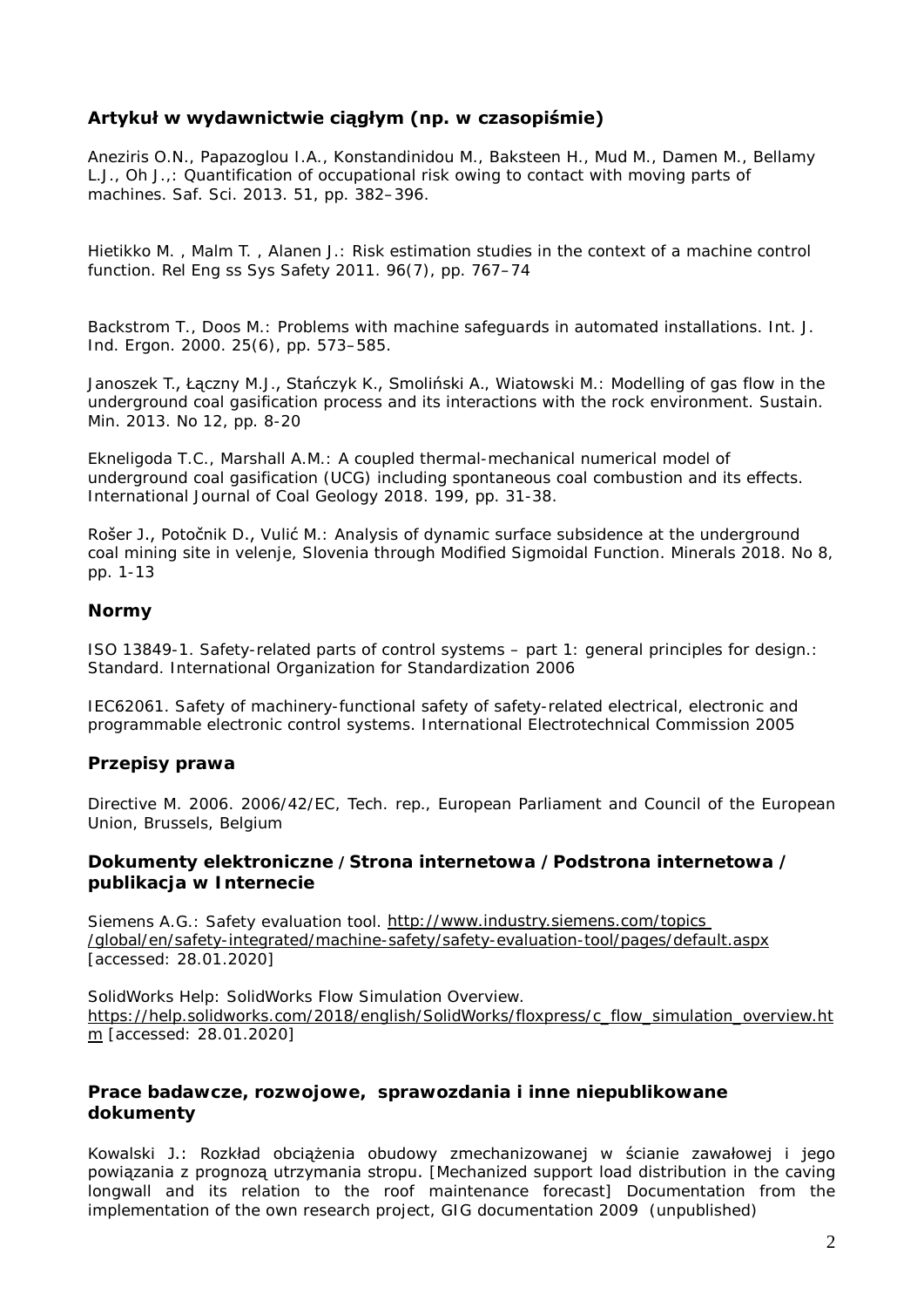## Artykuł w wydawnictwie ciągłym (np. w czasopiśmie)

Aneziris O.N., Papazoglou I.A., Konstandinidou M., Baksteen H., Mud M., Damen M., Bellamy L.J., Oh J.,: Quantification of occupational risk owing to contact with moving parts of machines. Saf. Sci. 2013. 51, pp. 382–396.

Hietikko M. , Malm T. , Alanen J.: Risk estimation studies in the context of a machine control function. Rel Eng ss Sys Safety 2011. 96(7), pp. 767–74

Backstrom T., Doos M.: Problems with machine safeguards in automated installations. Int. J. Ind. Ergon. 2000. 25(6), pp. 573–585.

Janoszek T., Łączny M.J., Stańczyk K., Smoliński A., Wiatowski M.: Modelling of gas flow in the underground coal gasification process and its interactions with the rock environment. Sustain. Min. 2013. No 12, pp. 8-20

Ekneligoda T.C., Marshall A.M.: A coupled thermal-mechanical numerical model of underground coal gasification (UCG) including spontaneous coal combustion and its effects. International Journal of Coal Geology 2018. 199, pp. 31-38.

Rošer J., Potočnik D., Vulić M.: Analysis of dynamic surface subsidence at the underground coal mining site in velenje, Slovenia through Modified Sigmoidal Function. Minerals 2018. No 8, pp. 1-13

## Normy

ISO 13849-1. Safety-related parts of control systems – part 1: general principles for design.: Standard. International Organization for Standardization 2006

IEC62061. Safety of machinery-functional safety of safety-related electrical, electronic and programmable electronic control systems. International Electrotechnical Commission 2005

## Przepisy prawa

Directive M. 2006. 2006/42/EC, Tech. rep., European Parliament and Council of the European Union, Brussels, Belgium

## Dokumenty elektroniczne / Strona internetowa / Podstrona internetowa / publikacja w Internecie

Siemens A.G.: Safety evaluation tool. http://www.industry.siemens.com/topics /global/en/safety-integrated/machine-safety/safety-evaluation-tool/pages/default.aspx [accessed: 28.01.2020]

SolidWorks Help: SolidWorks Flow Simulation Overview. https://help.solidworks.com/2018/english/SolidWorks/floxpress/c_flow_simulation_overview.htm [accessed: 28.01.2020]

## Prace badawcze, rozwojowe, sprawozdania i inne niepublikowane dokumenty

Kowalski J.: Rozkład obciążenia obudowy zmechanizowanej w ścianie zawałowej i jego powiązania z prognozą utrzymania stropu. [Mechanized support load distribution in the caving longwall and its relation to the roof maintenance forecast] Documentation from the implementation of the own research project, GIG documentation 2009 (unpublished)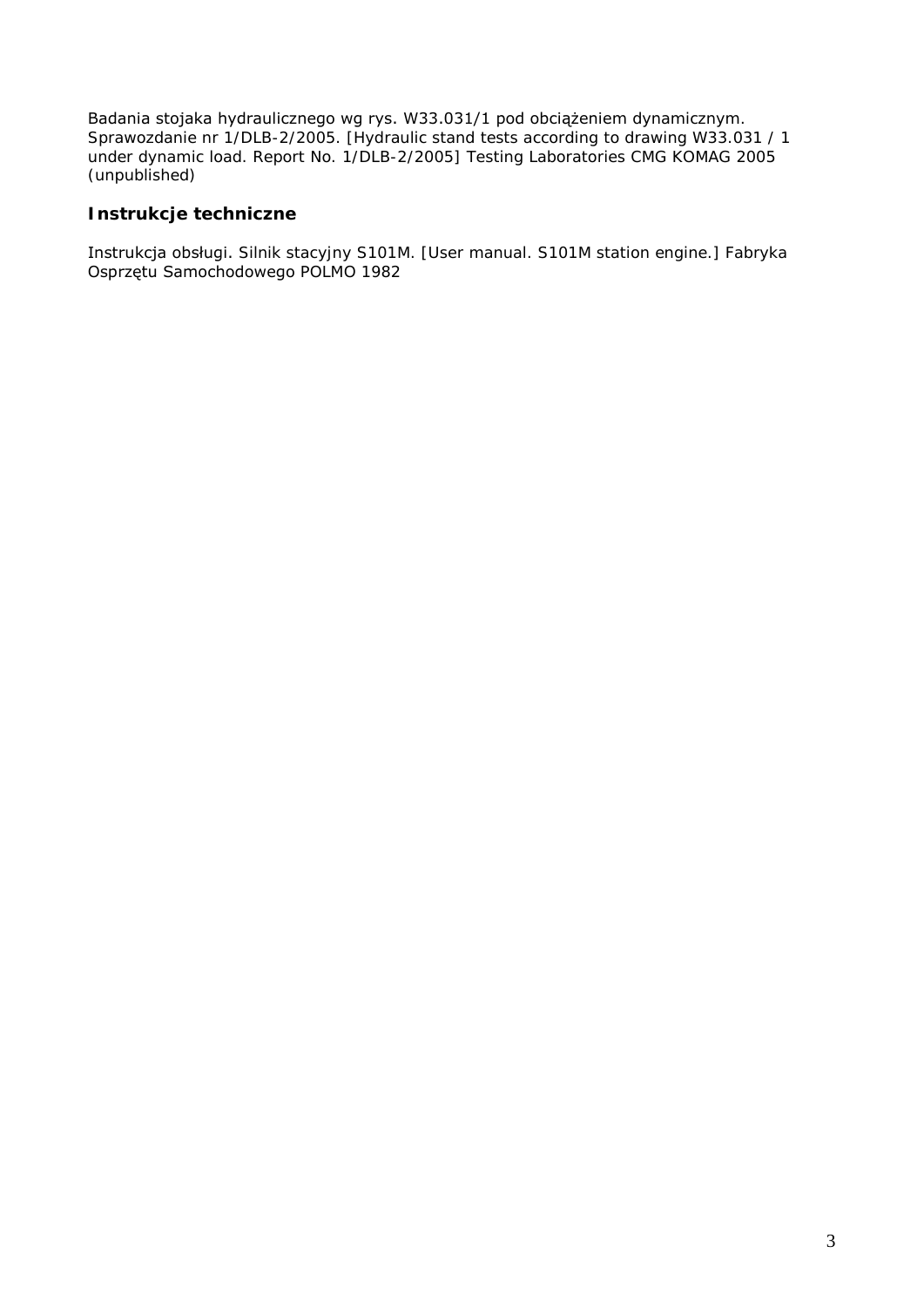Badania stojaka hydraulicznego wg rys. W33.031/1 pod obciążeniem dynamicznym. Sprawozdanie nr 1/DLB-2/2005. [Hydraulic stand tests according to drawing W33.031 / 1 under dynamic load. Report No. 1/DLB-2/2005] Testing Laboratories CMG KOMAG 2005 (unpublished)

## Instrukcje techniczne

Instrukcja obsługi. Silnik stacyjny S101M. [User manual. S101M station engine.] Fabryka Osprzętu Samochodowego POLMO 1982